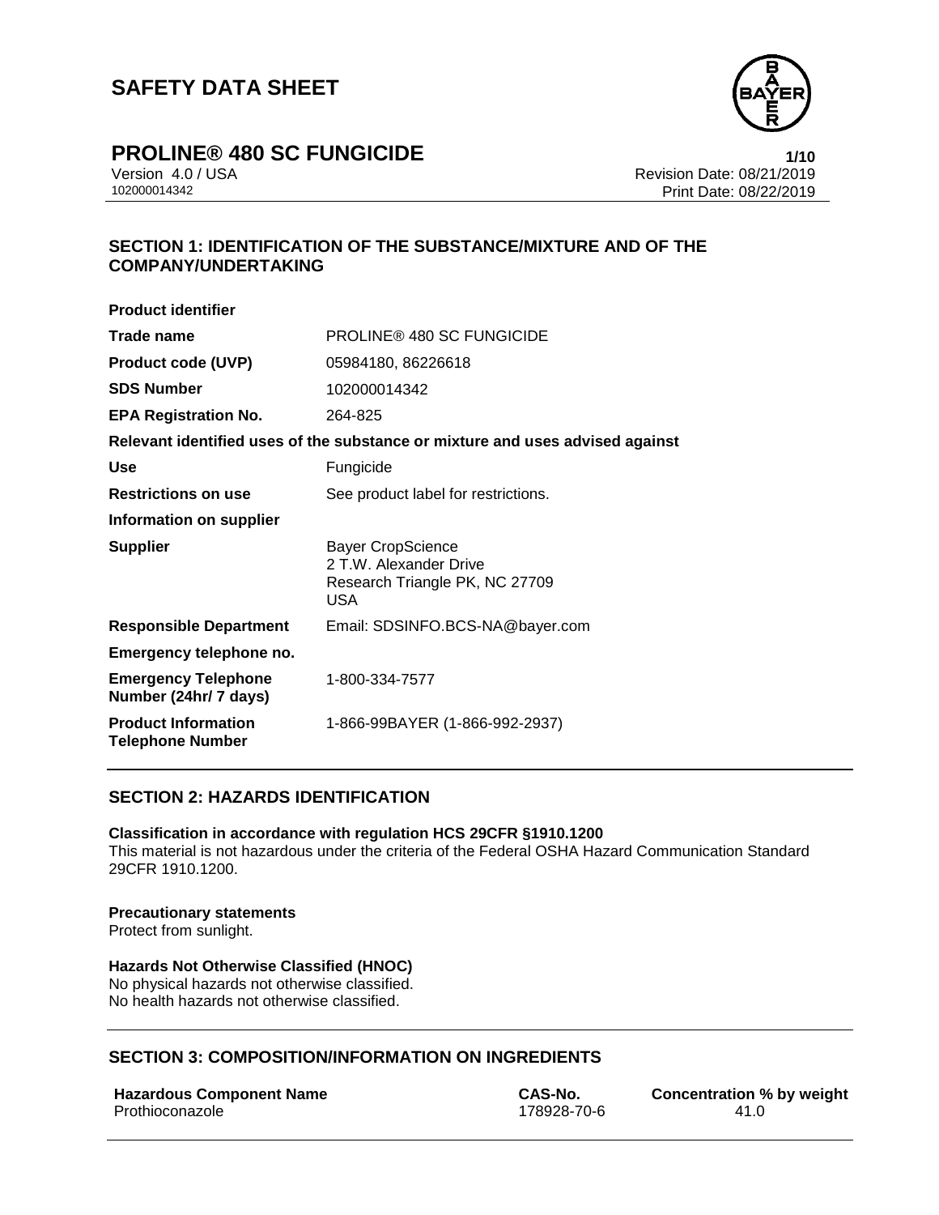# SAFETY DATA SHEET

# PROLINE® 480 SC FUNGICIDE

Version 4.0 / USA
102000014342

Revision Date: 08/21/2019
Print Date: 08/22/2019

## SECTION 1: IDENTIFICATION OF THE SUBSTANCE/MIXTURE AND OF THE COMPANY/UNDERTAKING

**Product identifier**

| | |
|---|---|
| **Trade name** | PROLINE® 480 SC FUNGICIDE |
| **Product code (UVP)** | 05984180, 86226618 |
| **SDS Number** | 102000014342 |
| **EPA Registration No.** | 264-825 |

**Relevant identified uses of the substance or mixture and uses advised against**

| | |
|---|---|
| **Use** | Fungicide |
| **Restrictions on use** | See product label for restrictions. |

**Information on supplier**

| | |
|---|---|
| **Supplier** | Bayer CropScience<br>2 T.W. Alexander Drive<br>Research Triangle PK, NC 27709<br>USA |
| **Responsible Department** | Email: SDSINFO.BCS-NA@bayer.com |

**Emergency telephone no.**

| | |
|---|---|
| **Emergency Telephone Number (24hr/ 7 days)** | 1-800-334-7577 |
| **Product Information Telephone Number** | 1-866-99BAYER (1-866-992-2937) |

## SECTION 2: HAZARDS IDENTIFICATION

**Classification in accordance with regulation HCS 29CFR §1910.1200**
This material is not hazardous under the criteria of the Federal OSHA Hazard Communication Standard 29CFR 1910.1200.

**Precautionary statements**
Protect from sunlight.

**Hazards Not Otherwise Classified (HNOC)**
No physical hazards not otherwise classified.
No health hazards not otherwise classified.

## SECTION 3: COMPOSITION/INFORMATION ON INGREDIENTS

| Hazardous Component Name | CAS-No. | Concentration % by weight |
|---|---|---|
| Prothioconazole | 178928-70-6 | 41.0 |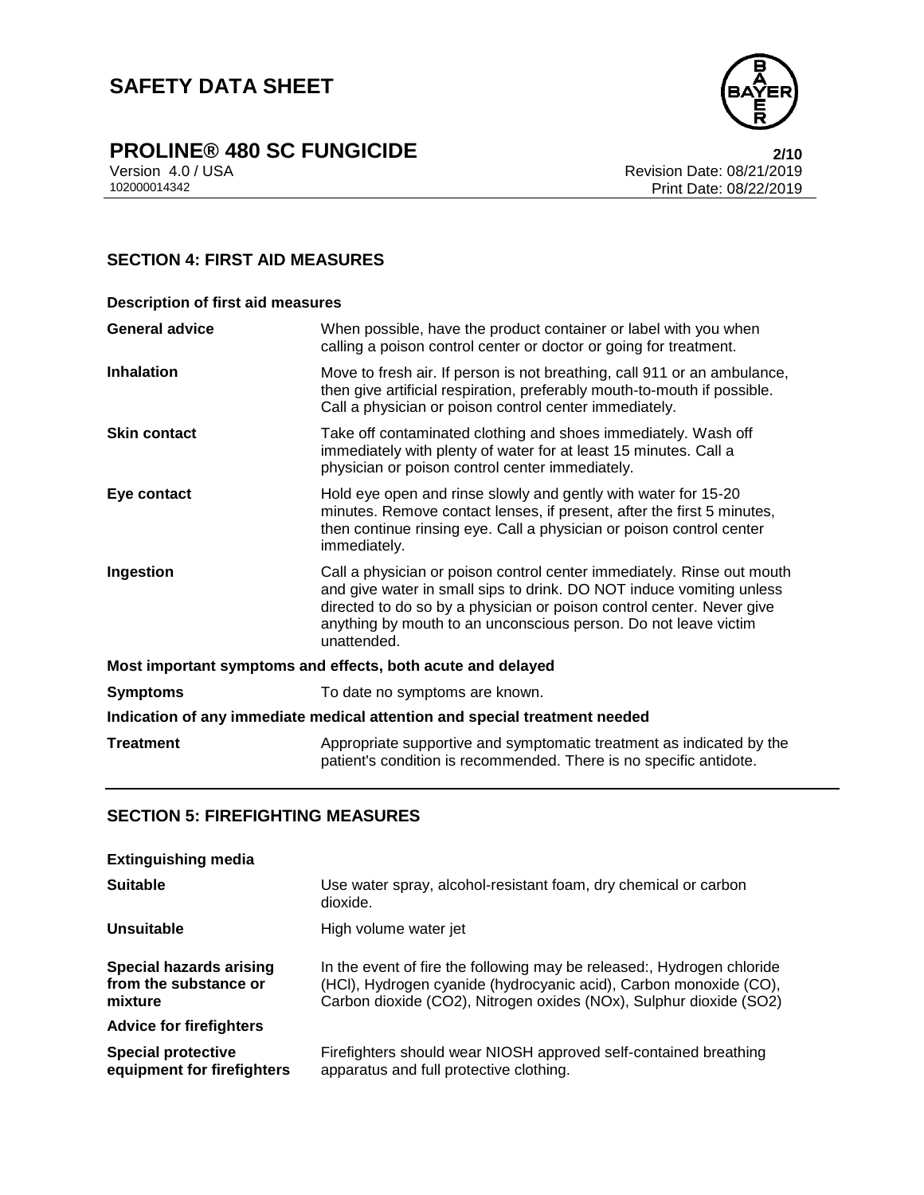## SECTION 4: FIRST AID MEASURES

**Description of first aid measures**

| | |
|---|---|
| **General advice** | When possible, have the product container or label with you when calling a poison control center or doctor or going for treatment. |
| **Inhalation** | Move to fresh air. If person is not breathing, call 911 or an ambulance, then give artificial respiration, preferably mouth-to-mouth if possible. Call a physician or poison control center immediately. |
| **Skin contact** | Take off contaminated clothing and shoes immediately. Wash off immediately with plenty of water for at least 15 minutes. Call a physician or poison control center immediately. |
| **Eye contact** | Hold eye open and rinse slowly and gently with water for 15-20 minutes. Remove contact lenses, if present, after the first 5 minutes, then continue rinsing eye. Call a physician or poison control center immediately. |
| **Ingestion** | Call a physician or poison control center immediately. Rinse out mouth and give water in small sips to drink. DO NOT induce vomiting unless directed to do so by a physician or poison control center. Never give anything by mouth to an unconscious person. Do not leave victim unattended. |

**Most important symptoms and effects, both acute and delayed**

| | |
|---|---|
| **Symptoms** | To date no symptoms are known. |

**Indication of any immediate medical attention and special treatment needed**

| | |
|---|---|
| **Treatment** | Appropriate supportive and symptomatic treatment as indicated by the patient's condition is recommended. There is no specific antidote. |

## SECTION 5: FIREFIGHTING MEASURES

**Extinguishing media**

| | |
|---|---|
| **Suitable** | Use water spray, alcohol-resistant foam, dry chemical or carbon dioxide. |
| **Unsuitable** | High volume water jet |
| **Special hazards arising from the substance or mixture** | In the event of fire the following may be released:, Hydrogen chloride (HCl), Hydrogen cyanide (hydrocyanic acid), Carbon monoxide (CO), Carbon dioxide ($CO_2$), Nitrogen oxides ($NO_x$), Sulphur dioxide ($SO_2$) |

**Advice for firefighters**

| | |
|---|---|
| **Special protective equipment for firefighters** | Firefighters should wear NIOSH approved self-contained breathing apparatus and full protective clothing. |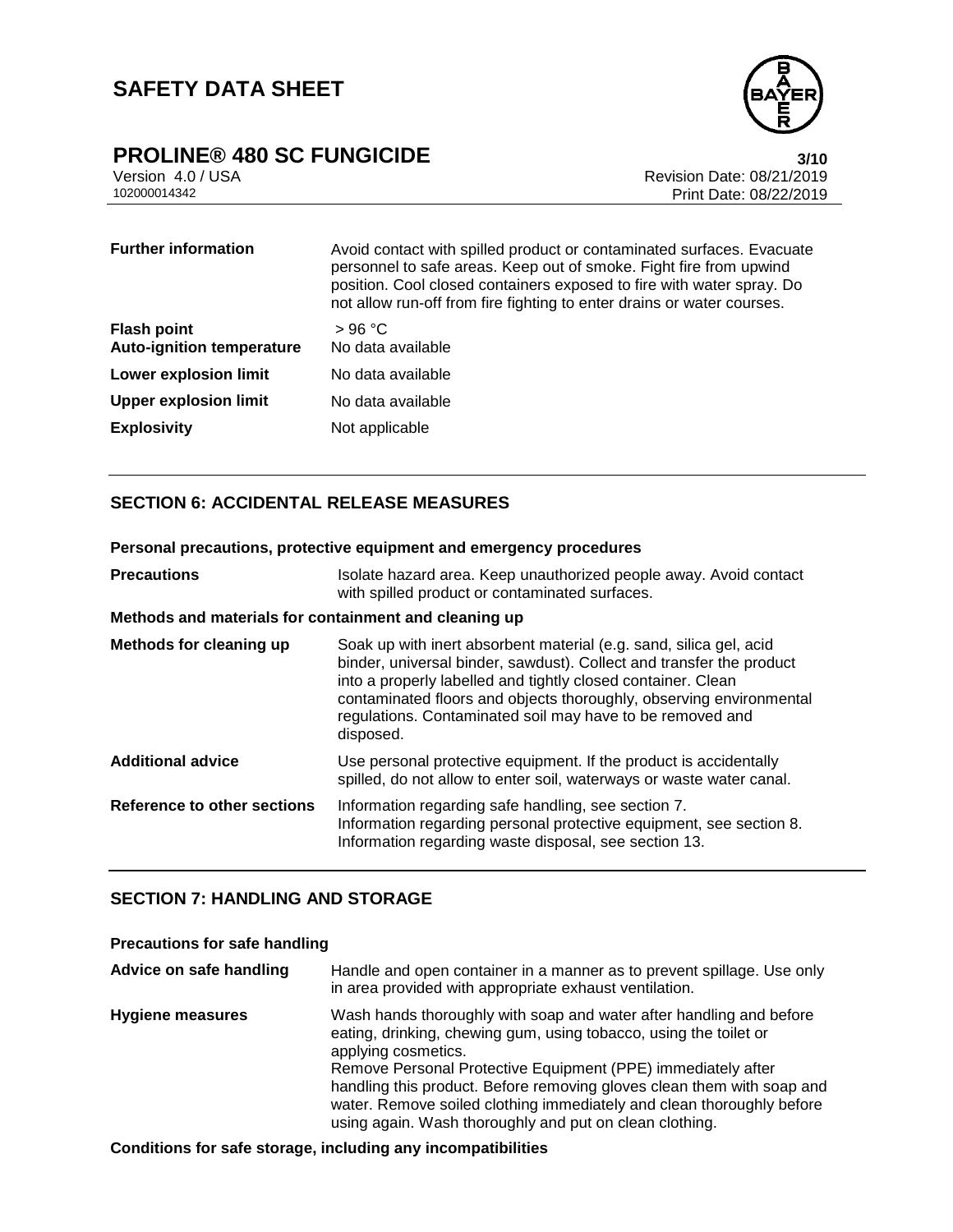| | |
|---|---|
| **Further information** | Avoid contact with spilled product or contaminated surfaces. Evacuate personnel to safe areas. Keep out of smoke. Fight fire from upwind position. Cool closed containers exposed to fire with water spray. Do not allow run-off from fire fighting to enter drains or water courses. |
| **Flash point** | > 96 °C |
| **Auto-ignition temperature** | No data available |
| **Lower explosion limit** | No data available |
| **Upper explosion limit** | No data available |
| **Explosivity** | Not applicable |

## SECTION 6: ACCIDENTAL RELEASE MEASURES

**Personal precautions, protective equipment and emergency procedures**

| | |
|---|---|
| **Precautions** | Isolate hazard area. Keep unauthorized people away. Avoid contact with spilled product or contaminated surfaces. |

**Methods and materials for containment and cleaning up**

| | |
|---|---|
| **Methods for cleaning up** | Soak up with inert absorbent material (e.g. sand, silica gel, acid binder, universal binder, sawdust). Collect and transfer the product into a properly labelled and tightly closed container. Clean contaminated floors and objects thoroughly, observing environmental regulations. Contaminated soil may have to be removed and disposed. |
| **Additional advice** | Use personal protective equipment. If the product is accidentally spilled, do not allow to enter soil, waterways or waste water canal. |
| **Reference to other sections** | Information regarding safe handling, see section 7.<br>Information regarding personal protective equipment, see section 8.<br>Information regarding waste disposal, see section 13. |

## SECTION 7: HANDLING AND STORAGE

**Precautions for safe handling**

| | |
|---|---|
| **Advice on safe handling** | Handle and open container in a manner as to prevent spillage. Use only in area provided with appropriate exhaust ventilation. |
| **Hygiene measures** | Wash hands thoroughly with soap and water after handling and before eating, drinking, chewing gum, using tobacco, using the toilet or applying cosmetics.<br>Remove Personal Protective Equipment (PPE) immediately after handling this product. Before removing gloves clean them with soap and water. Remove soiled clothing immediately and clean thoroughly before using again. Wash thoroughly and put on clean clothing. |

**Conditions for safe storage, including any incompatibilities**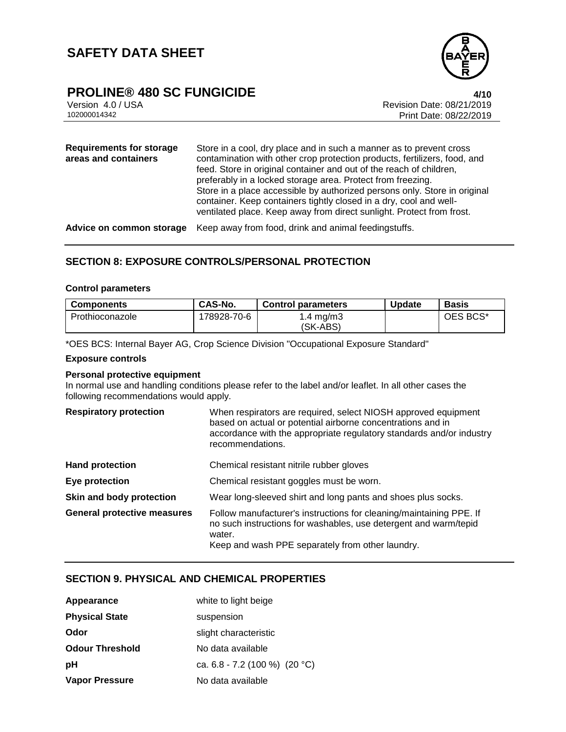| | |
|---|---|
| **Requirements for storage areas and containers** | Store in a cool, dry place and in such a manner as to prevent cross contamination with other crop protection products, fertilizers, food, and feed. Store in original container and out of the reach of children, preferably in a locked storage area. Protect from freezing. Store in a place accessible by authorized persons only. Store in original container. Keep containers tightly closed in a dry, cool and well-ventilated place. Keep away from direct sunlight. Protect from frost. |
| **Advice on common storage** | Keep away from food, drink and animal feedingstuffs. |

## SECTION 8: EXPOSURE CONTROLS/PERSONAL PROTECTION

### Control parameters

| Components | CAS-No. | Control parameters | Update | Basis |
|---|---|---|---|---|
| Prothioconazole | 178928-70-6 | 1.4 mg/m3 (SK-ABS) | | OES BCS* |

*OES BCS: Internal Bayer AG, Crop Science Division "Occupational Exposure Standard"

### Exposure controls

**Personal protective equipment**

In normal use and handling conditions please refer to the label and/or leaflet. In all other cases the following recommendations would apply.

| | |
|---|---|
| **Respiratory protection** | When respirators are required, select NIOSH approved equipment based on actual or potential airborne concentrations and in accordance with the appropriate regulatory standards and/or industry recommendations. |
| **Hand protection** | Chemical resistant nitrile rubber gloves |
| **Eye protection** | Chemical resistant goggles must be worn. |
| **Skin and body protection** | Wear long-sleeved shirt and long pants and shoes plus socks. |
| **General protective measures** | Follow manufacturer's instructions for cleaning/maintaining PPE. If no such instructions for washables, use detergent and warm/tepid water. Keep and wash PPE separately from other laundry. |

## SECTION 9. PHYSICAL AND CHEMICAL PROPERTIES

| | |
|---|---|
| **Appearance** | white to light beige |
| **Physical State** | suspension |
| **Odor** | slight characteristic |
| **Odour Threshold** | No data available |
| **pH** | ca. 6.8 - 7.2 (100 %) (20 °C) |
| **Vapor Pressure** | No data available |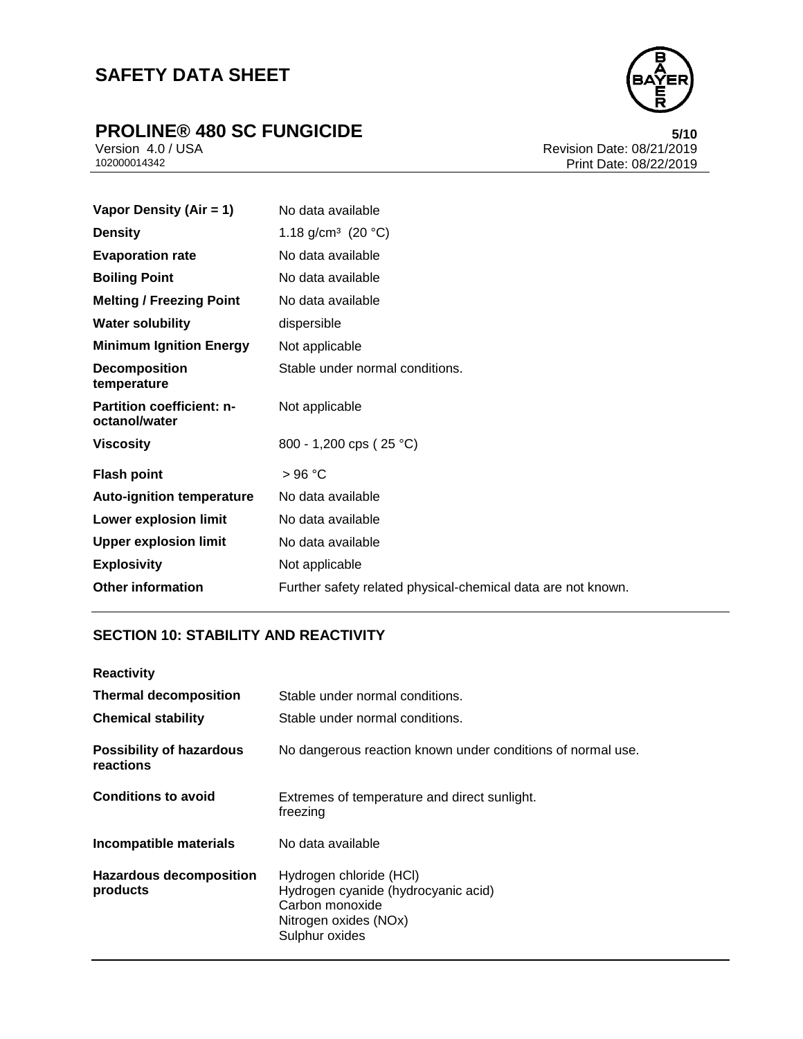| | |
|---|---|
| **Vapor Density (Air = 1)** | No data available |
| **Density** | 1.18 g/cm³ (20 °C) |
| **Evaporation rate** | No data available |
| **Boiling Point** | No data available |
| **Melting / Freezing Point** | No data available |
| **Water solubility** | dispersible |
| **Minimum Ignition Energy** | Not applicable |
| **Decomposition temperature** | Stable under normal conditions. |
| **Partition coefficient: n-octanol/water** | Not applicable |
| **Viscosity** | 800 - 1,200 cps ( 25 °C) |
| **Flash point** | > 96 °C |
| **Auto-ignition temperature** | No data available |
| **Lower explosion limit** | No data available |
| **Upper explosion limit** | No data available |
| **Explosivity** | Not applicable |
| **Other information** | Further safety related physical-chemical data are not known. |

## SECTION 10: STABILITY AND REACTIVITY

| | |
|---|---|
| **Reactivity** | |
| **Thermal decomposition** | Stable under normal conditions. |
| **Chemical stability** | Stable under normal conditions. |
| **Possibility of hazardous reactions** | No dangerous reaction known under conditions of normal use. |
| **Conditions to avoid** | Extremes of temperature and direct sunlight.<br>freezing |
| **Incompatible materials** | No data available |
| **Hazardous decomposition products** | Hydrogen chloride (HCl)<br>Hydrogen cyanide (hydrocyanic acid)<br>Carbon monoxide<br>Nitrogen oxides (NOx)<br>Sulphur oxides |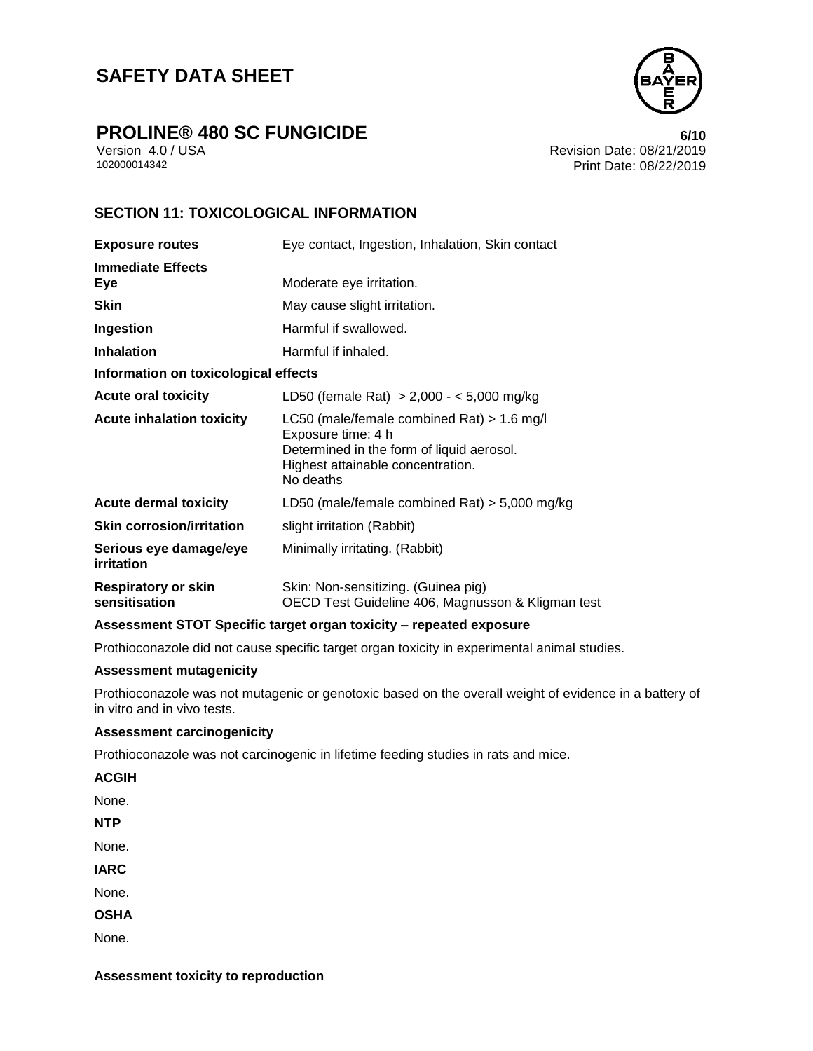## SECTION 11: TOXICOLOGICAL INFORMATION

| | |
|---|---|
| **Exposure routes** | Eye contact, Ingestion, Inhalation, Skin contact |
| **Immediate Effects** | |
| **Eye** | Moderate eye irritation. |
| **Skin** | May cause slight irritation. |
| **Ingestion** | Harmful if swallowed. |
| **Inhalation** | Harmful if inhaled. |

**Information on toxicological effects**

| | |
|---|---|
| **Acute oral toxicity** | LD50 (female Rat) > 2,000 - < 5,000 mg/kg |
| **Acute inhalation toxicity** | LC50 (male/female combined Rat) > 1.6 mg/l<br>Exposure time: 4 h<br>Determined in the form of liquid aerosol.<br>Highest attainable concentration.<br>No deaths |
| **Acute dermal toxicity** | LD50 (male/female combined Rat) > 5,000 mg/kg |
| **Skin corrosion/irritation** | slight irritation (Rabbit) |
| **Serious eye damage/eye irritation** | Minimally irritating. (Rabbit) |
| **Respiratory or skin sensitisation** | Skin: Non-sensitizing. (Guinea pig)<br>OECD Test Guideline 406, Magnusson & Kligman test |

**Assessment STOT Specific target organ toxicity – repeated exposure**

Prothioconazole did not cause specific target organ toxicity in experimental animal studies.

**Assessment mutagenicity**

Prothioconazole was not mutagenic or genotoxic based on the overall weight of evidence in a battery of in vitro and in vivo tests.

**Assessment carcinogenicity**

Prothioconazole was not carcinogenic in lifetime feeding studies in rats and mice.

**ACGIH**

None.

**NTP**

None.

**IARC**

None.

**OSHA**

None.

**Assessment toxicity to reproduction**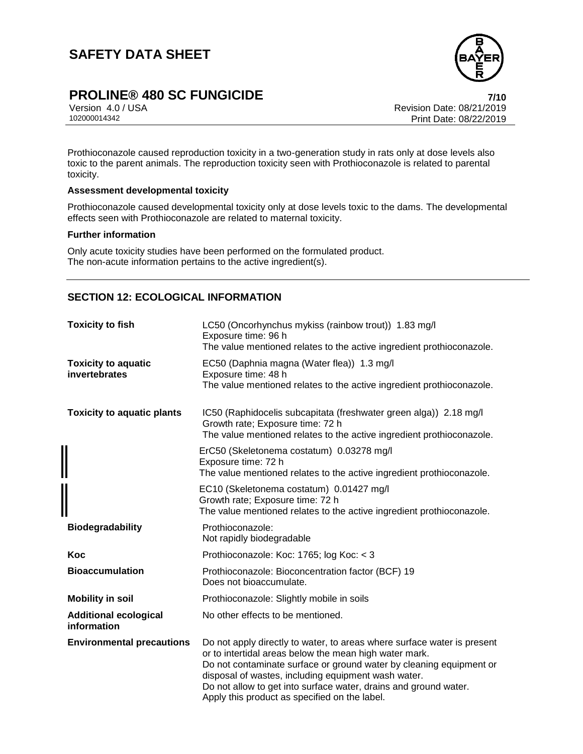Prothioconazole caused reproduction toxicity in a two-generation study in rats only at dose levels also toxic to the parent animals. The reproduction toxicity seen with Prothioconazole is related to parental toxicity.

**Assessment developmental toxicity**

Prothioconazole caused developmental toxicity only at dose levels toxic to the dams. The developmental effects seen with Prothioconazole are related to maternal toxicity.

**Further information**

Only acute toxicity studies have been performed on the formulated product.
The non-acute information pertains to the active ingredient(s).

## SECTION 12: ECOLOGICAL INFORMATION

| | |
|---|---|
| **Toxicity to fish** | LC50 (Oncorhynchus mykiss (rainbow trout)) 1.83 mg/l<br>Exposure time: 96 h<br>The value mentioned relates to the active ingredient prothioconazole. |
| **Toxicity to aquatic invertebrates** | EC50 (Daphnia magna (Water flea)) 1.3 mg/l<br>Exposure time: 48 h<br>The value mentioned relates to the active ingredient prothioconazole. |
| **Toxicity to aquatic plants** | IC50 (Raphidocelis subcapitata (freshwater green alga)) 2.18 mg/l<br>Growth rate; Exposure time: 72 h<br>The value mentioned relates to the active ingredient prothioconazole. |
| | ErC50 (Skeletonema costatum) 0.03278 mg/l<br>Exposure time: 72 h<br>The value mentioned relates to the active ingredient prothioconazole. |
| | EC10 (Skeletonema costatum) 0.01427 mg/l<br>Growth rate; Exposure time: 72 h<br>The value mentioned relates to the active ingredient prothioconazole. |
| **Biodegradability** | Prothioconazole:<br>Not rapidly biodegradable |
| **Koc** | Prothioconazole: Koc: 1765; log Koc: < 3 |
| **Bioaccumulation** | Prothioconazole: Bioconcentration factor (BCF) 19<br>Does not bioaccumulate. |
| **Mobility in soil** | Prothioconazole: Slightly mobile in soils |
| **Additional ecological information** | No other effects to be mentioned. |
| **Environmental precautions** | Do not apply directly to water, to areas where surface water is present or to intertidal areas below the mean high water mark.<br>Do not contaminate surface or ground water by cleaning equipment or disposal of wastes, including equipment wash water.<br>Do not allow to get into surface water, drains and ground water.<br>Apply this product as specified on the label. |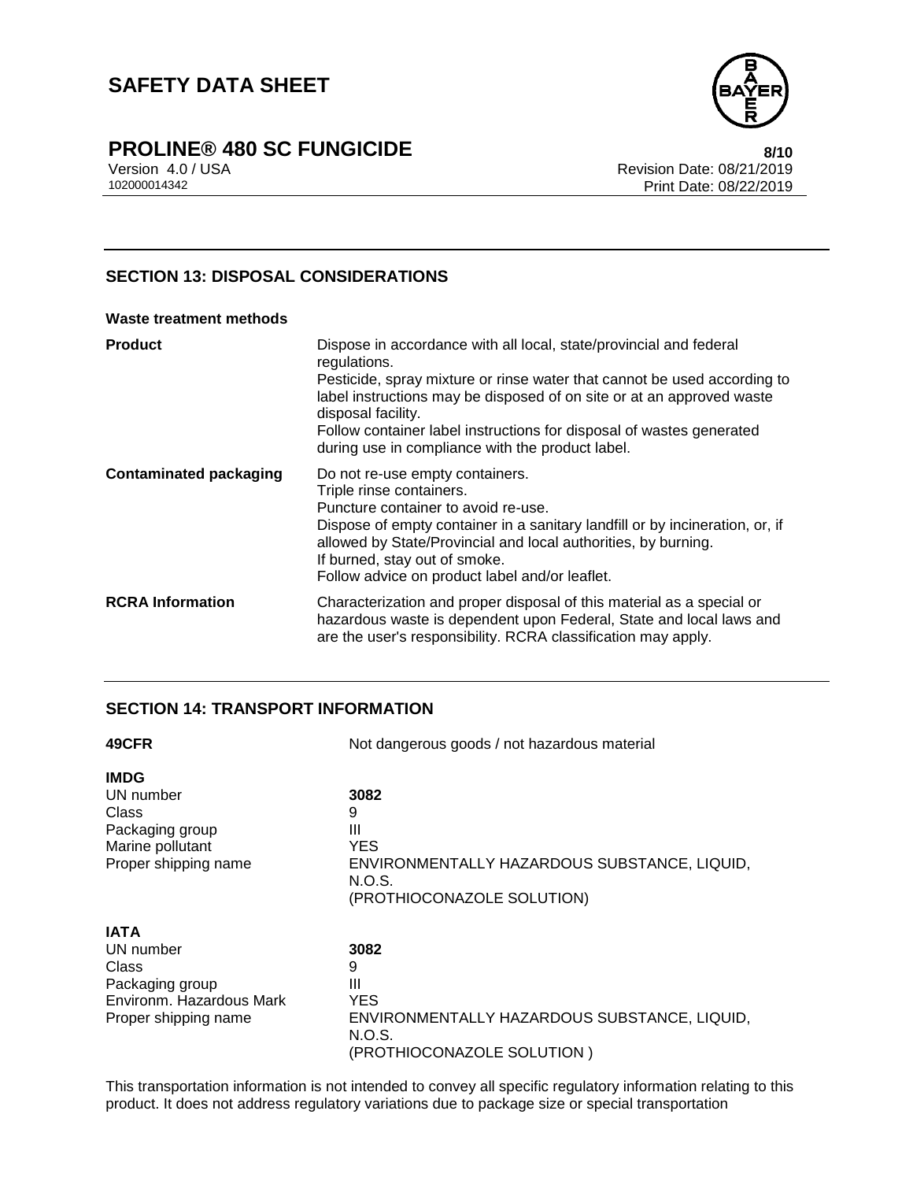## SECTION 13: DISPOSAL CONSIDERATIONS

**Waste treatment methods**

| | |
|---|---|
| **Product** | Dispose in accordance with all local, state/provincial and federal regulations.<br>Pesticide, spray mixture or rinse water that cannot be used according to label instructions may be disposed of on site or at an approved waste disposal facility.<br>Follow container label instructions for disposal of wastes generated during use in compliance with the product label. |
| **Contaminated packaging** | Do not re-use empty containers.<br>Triple rinse containers.<br>Puncture container to avoid re-use.<br>Dispose of empty container in a sanitary landfill or by incineration, or, if allowed by State/Provincial and local authorities, by burning.<br>If burned, stay out of smoke.<br>Follow advice on product label and/or leaflet. |
| **RCRA Information** | Characterization and proper disposal of this material as a special or hazardous waste is dependent upon Federal, State and local laws and are the user's responsibility. RCRA classification may apply. |

## SECTION 14: TRANSPORT INFORMATION

| | |
|---|---|
| **49CFR** | Not dangerous goods / not hazardous material |

**IMDG**

| | |
|---|---|
| UN number | **3082** |
| Class | 9 |
| Packaging group | III |
| Marine pollutant | YES |
| Proper shipping name | ENVIRONMENTALLY HAZARDOUS SUBSTANCE, LIQUID, N.O.S.<br>(PROTHIOCONAZOLE SOLUTION) |

**IATA**

| | |
|---|---|
| UN number | **3082** |
| Class | 9 |
| Packaging group | III |
| Environm. Hazardous Mark | YES |
| Proper shipping name | ENVIRONMENTALLY HAZARDOUS SUBSTANCE, LIQUID, N.O.S.<br>(PROTHIOCONAZOLE SOLUTION ) |

This transportation information is not intended to convey all specific regulatory information relating to this product. It does not address regulatory variations due to package size or special transportation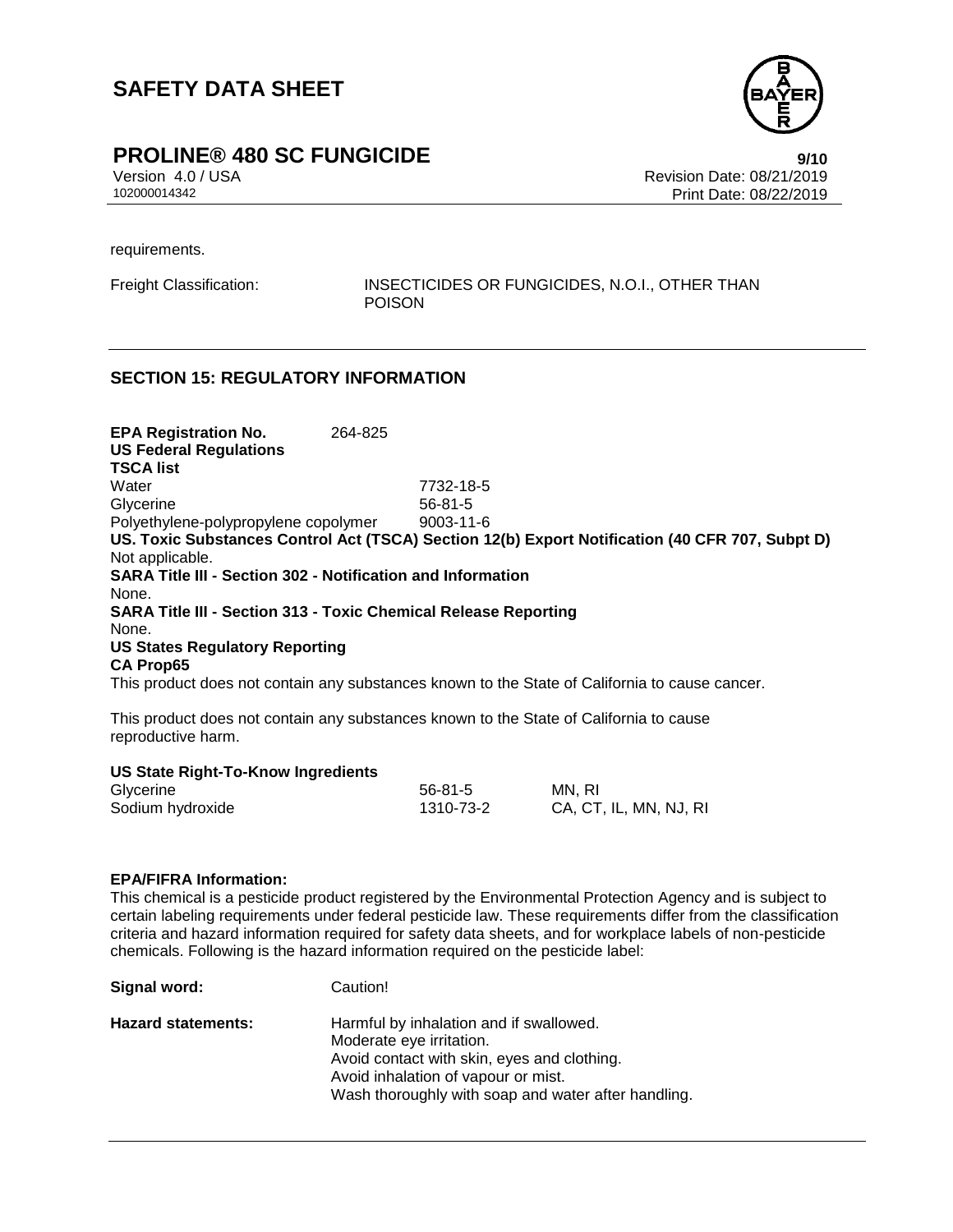requirements.

Freight Classification: INSECTICIDES OR FUNGICIDES, N.O.I., OTHER THAN POISON

## SECTION 15: REGULATORY INFORMATION

**EPA Registration No.** 264-825

**US Federal Regulations**

**TSCA list**

| | |
|---|---|
| Water | 7732-18-5 |
| Glycerine | 56-81-5 |
| Polyethylene-polypropylene copolymer | 9003-11-6 |

**US. Toxic Substances Control Act (TSCA) Section 12(b) Export Notification (40 CFR 707, Subpt D)**

Not applicable.

**SARA Title III - Section 302 - Notification and Information**

None.

**SARA Title III - Section 313 - Toxic Chemical Release Reporting**

None.

**US States Regulatory Reporting**

**CA Prop65**

This product does not contain any substances known to the State of California to cause cancer.

This product does not contain any substances known to the State of California to cause reproductive harm.

**US State Right-To-Know Ingredients**

| | | |
|---|---|---|
| Glycerine | 56-81-5 | MN, RI |
| Sodium hydroxide | 1310-73-2 | CA, CT, IL, MN, NJ, RI |

**EPA/FIFRA Information:**

This chemical is a pesticide product registered by the Environmental Protection Agency and is subject to certain labeling requirements under federal pesticide law. These requirements differ from the classification criteria and hazard information required for safety data sheets, and for workplace labels of non-pesticide chemicals. Following is the hazard information required on the pesticide label:

**Signal word:** Caution!

**Hazard statements:**
Harmful by inhalation and if swallowed.
Moderate eye irritation.
Avoid contact with skin, eyes and clothing.
Avoid inhalation of vapour or mist.
Wash thoroughly with soap and water after handling.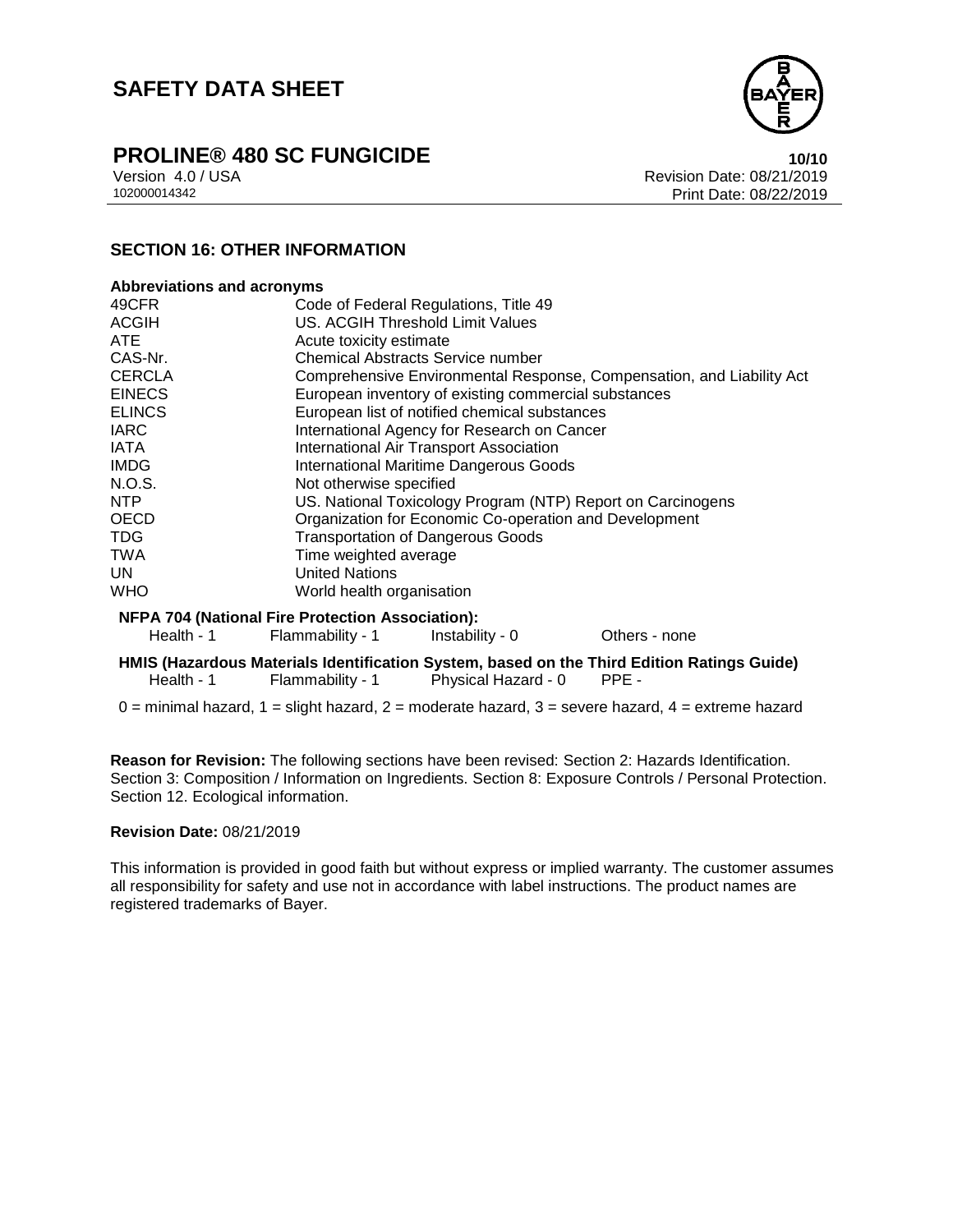## SECTION 16: OTHER INFORMATION

**Abbreviations and acronyms**

| | |
|---|---|
| 49CFR | Code of Federal Regulations, Title 49 |
| ACGIH | US. ACGIH Threshold Limit Values |
| ATE | Acute toxicity estimate |
| CAS-Nr. | Chemical Abstracts Service number |
| CERCLA | Comprehensive Environmental Response, Compensation, and Liability Act |
| EINECS | European inventory of existing commercial substances |
| ELINCS | European list of notified chemical substances |
| IARC | International Agency for Research on Cancer |
| IATA | International Air Transport Association |
| IMDG | International Maritime Dangerous Goods |
| N.O.S. | Not otherwise specified |
| NTP | US. National Toxicology Program (NTP) Report on Carcinogens |
| OECD | Organization for Economic Co-operation and Development |
| TDG | Transportation of Dangerous Goods |
| TWA | Time weighted average |
| UN | United Nations |
| WHO | World health organisation |

**NFPA 704 (National Fire Protection Association):**

| | | | |
|---|---|---|---|
| Health - 1 | Flammability - 1 | Instability - 0 | Others - none |

**HMIS (Hazardous Materials Identification System, based on the Third Edition Ratings Guide)**

| | | | |
|---|---|---|---|
| Health - 1 | Flammability - 1 | Physical Hazard - 0 | PPE - |

0 = minimal hazard, 1 = slight hazard, 2 = moderate hazard, 3 = severe hazard, 4 = extreme hazard

**Reason for Revision:** The following sections have been revised: Section 2: Hazards Identification. Section 3: Composition / Information on Ingredients. Section 8: Exposure Controls / Personal Protection. Section 12. Ecological information.

**Revision Date:** 08/21/2019

This information is provided in good faith but without express or implied warranty. The customer assumes all responsibility for safety and use not in accordance with label instructions. The product names are registered trademarks of Bayer.